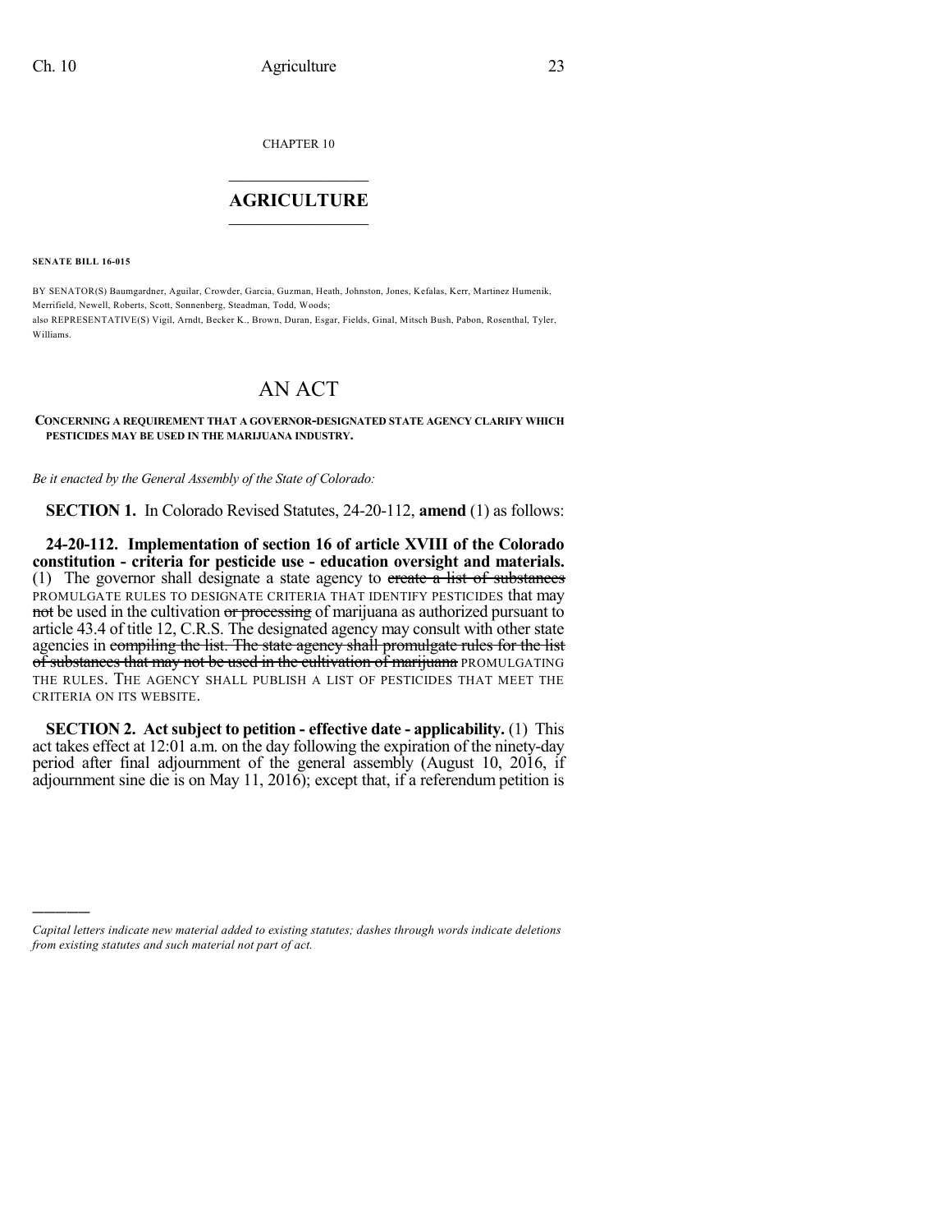CHAPTER 10

## AGRICULTURE

**SENATE BILL 16-015**

BY SENATOR(S) Baumgardner, Aguilar, Crowder, Garcia, Guzman, Heath, Johnston, Jones, Kefalas, Kerr, Martinez Humenik, Merrifield, Newell, Roberts, Scott, Sonnenberg, Steadman, Todd, Woods;
also REPRESENTATIVE(S) Vigil, Arndt, Becker K., Brown, Duran, Esgar, Fields, Ginal, Mitsch Bush, Pabon, Rosenthal, Tyler, Williams.

# AN ACT

**CONCERNING A REQUIREMENT THAT A GOVERNOR-DESIGNATED STATE AGENCY CLARIFY WHICH PESTICIDES MAY BE USED IN THE MARIJUANA INDUSTRY.**

*Be it enacted by the General Assembly of the State of Colorado:*

**SECTION 1.** In Colorado Revised Statutes, 24-20-112, **amend** (1) as follows:

**24-20-112. Implementation of section 16 of article XVIII of the Colorado constitution - criteria for pesticide use - education oversight and materials.** (1) The governor shall designate a state agency to ~~create a list of substances~~ PROMULGATE RULES TO DESIGNATE CRITERIA THAT IDENTIFY PESTICIDES that may ~~not~~ be used in the cultivation ~~or processing~~ of marijuana as authorized pursuant to article 43.4 of title 12, C.R.S. The designated agency may consult with other state agencies in ~~compiling the list. The state agency shall promulgate rules for the list of substances that may not be used in the cultivation of marijuana~~ PROMULGATING THE RULES. THE AGENCY SHALL PUBLISH A LIST OF PESTICIDES THAT MEET THE CRITERIA ON ITS WEBSITE.

**SECTION 2. Act subject to petition - effective date - applicability.** (1) This act takes effect at 12:01 a.m. on the day following the expiration of the ninety-day period after final adjournment of the general assembly (August 10, 2016, if adjournment sine die is on May 11, 2016); except that, if a referendum petition is

---

*Capital letters indicate new material added to existing statutes; dashes through words indicate deletions from existing statutes and such material not part of act.*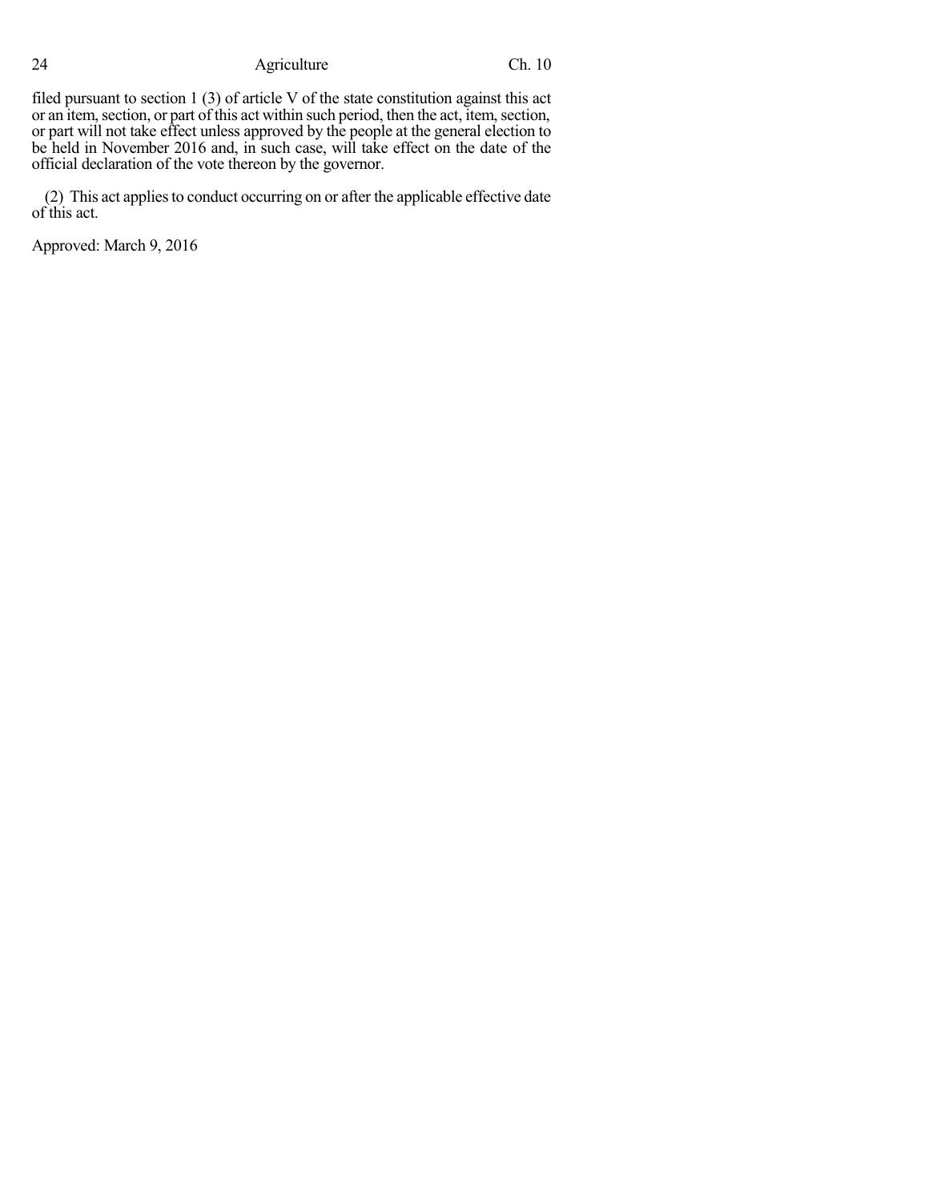filed pursuant to section 1 (3) of article V of the state constitution against this act or an item, section, or part of this act within such period, then the act, item, section, or part will not take effect unless approved by the people at the general election to be held in November 2016 and, in such case, will take effect on the date of the official declaration of the vote thereon by the governor.

(2) This act applies to conduct occurring on or after the applicable effective date of this act.

Approved: March 9, 2016